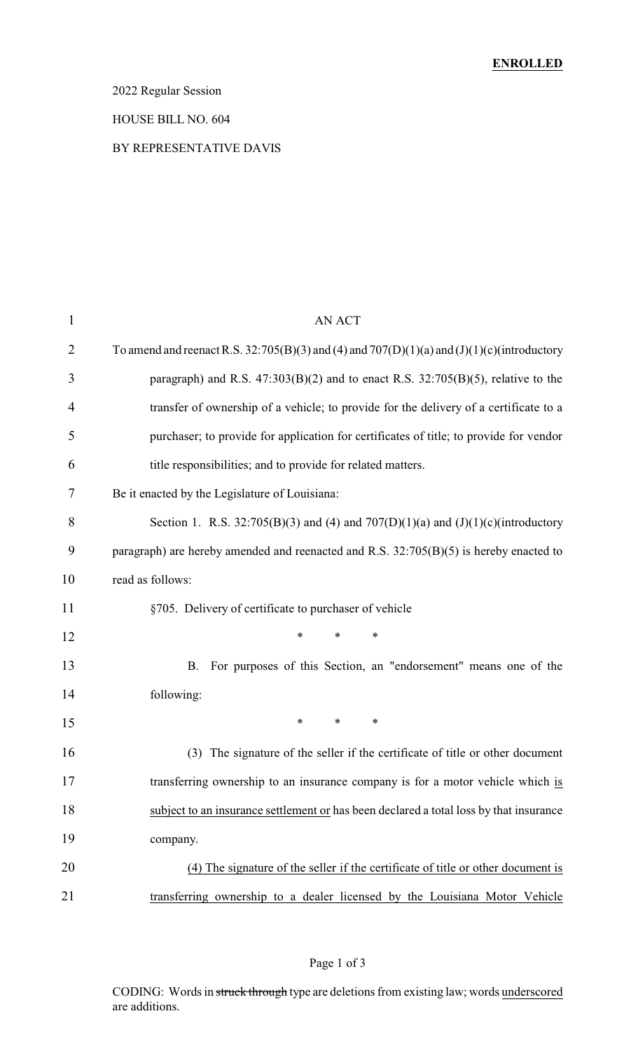**ENROLLED**

2022 Regular Session

HOUSE BILL NO. 604

BY REPRESENTATIVE DAVIS

AN ACT

To amend and reenact R.S. 32:705(B)(3) and (4) and 707(D)(1)(a) and (J)(1)(c)(introductory paragraph) and R.S. 47:303(B)(2) and to enact R.S. 32:705(B)(5), relative to the transfer of ownership of a vehicle; to provide for the delivery of a certificate to a purchaser; to provide for application for certificates of title; to provide for vendor title responsibilities; and to provide for related matters.

Be it enacted by the Legislature of Louisiana:

Section 1. R.S. 32:705(B)(3) and (4) and 707(D)(1)(a) and (J)(1)(c)(introductory paragraph) are hereby amended and reenacted and R.S. 32:705(B)(5) is hereby enacted to read as follows:

§705. Delivery of certificate to purchaser of vehicle

\* \* \*

B. For purposes of this Section, an "endorsement" means one of the following:

\* \* \*

(3) The signature of the seller if the certificate of title or other document transferring ownership to an insurance company is for a motor vehicle which <u>is subject to an insurance settlement or</u> has been declared a total loss by that insurance company.

<u>(4) The signature of the seller if the certificate of title or other document is transferring ownership to a dealer licensed by the Louisiana Motor Vehicle</u>

CODING: Words in ~~struck through~~ type are deletions from existing law; words <u>underscored</u> are additions.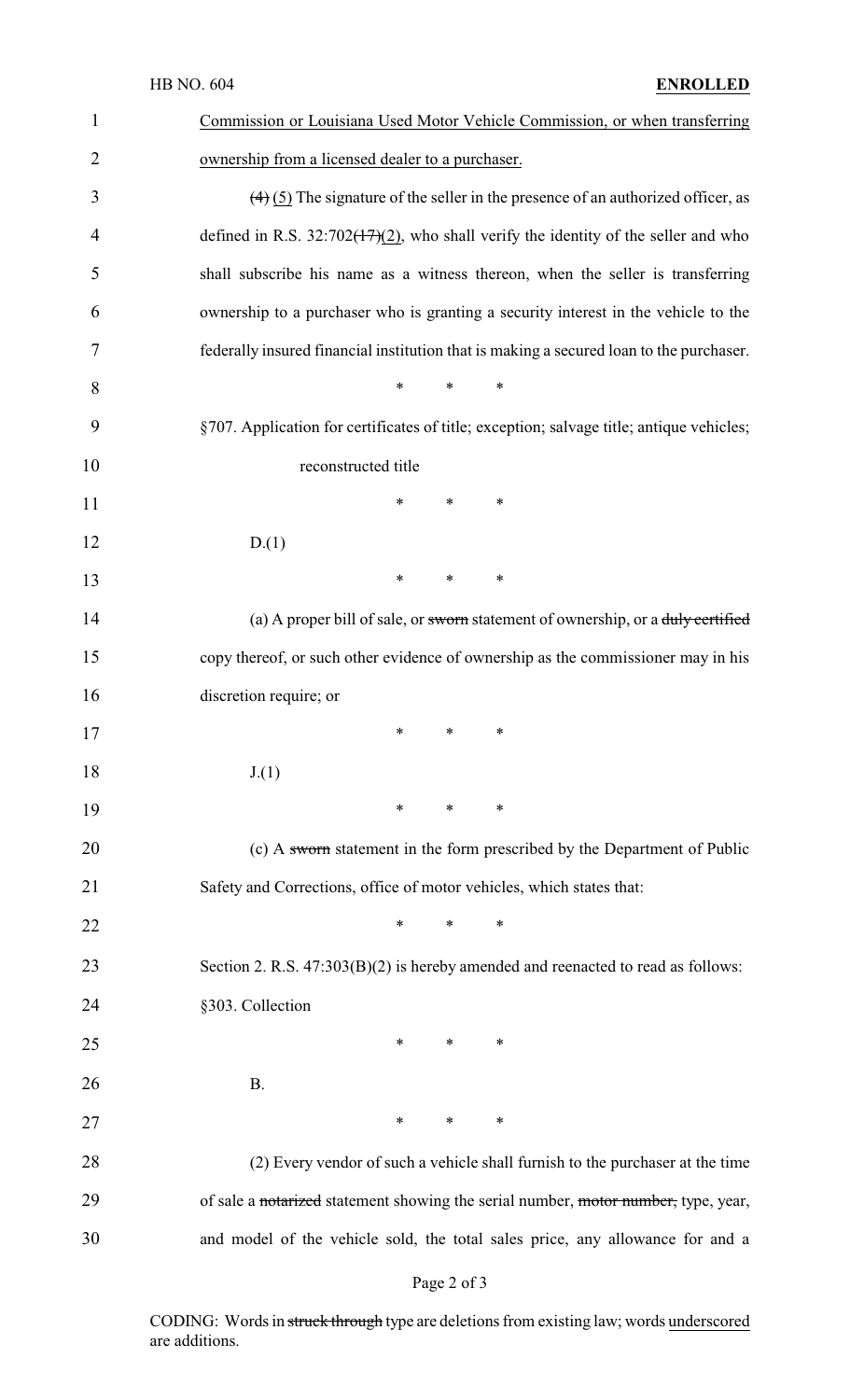Commission or Louisiana Used Motor Vehicle Commission, or when transferring ownership from a licensed dealer to a purchaser.

~~(4)~~ (5) The signature of the seller in the presence of an authorized officer, as defined in R.S. 32:702~~(17)~~(2), who shall verify the identity of the seller and who shall subscribe his name as a witness thereon, when the seller is transferring ownership to a purchaser who is granting a security interest in the vehicle to the federally insured financial institution that is making a secured loan to the purchaser.

\* \* \*

§707. Application for certificates of title; exception; salvage title; antique vehicles; reconstructed title

\* \* \*

D.(1)

\* \* \*

(a) A proper bill of sale, or ~~sworn~~ statement of ownership, or a ~~duly certified~~ copy thereof, or such other evidence of ownership as the commissioner may in his discretion require; or

\* \* \*

J.(1)

\* \* \*

(c) A ~~sworn~~ statement in the form prescribed by the Department of Public Safety and Corrections, office of motor vehicles, which states that:

\* \* \*

Section 2. R.S. 47:303(B)(2) is hereby amended and reenacted to read as follows:

§303. Collection

\* \* \*

B.

\* \* \*

(2) Every vendor of such a vehicle shall furnish to the purchaser at the time of sale a ~~notarized~~ statement showing the serial number, ~~motor number,~~ type, year, and model of the vehicle sold, the total sales price, any allowance for and a

CODING: Words in ~~struck through~~ type are deletions from existing law; words underscored are additions.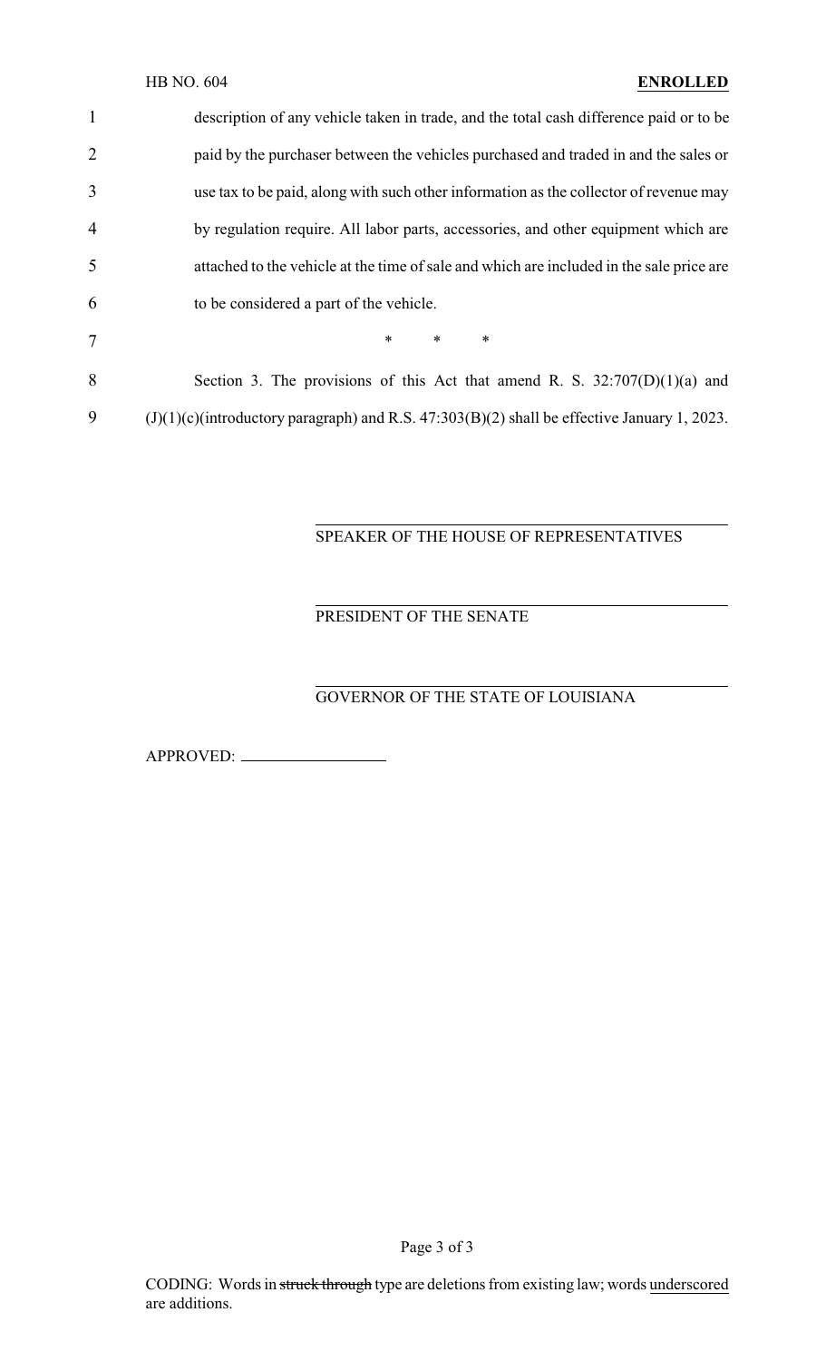description of any vehicle taken in trade, and the total cash difference paid or to be paid by the purchaser between the vehicles purchased and traded in and the sales or use tax to be paid, along with such other information as the collector of revenue may by regulation require. All labor parts, accessories, and other equipment which are attached to the vehicle at the time of sale and which are included in the sale price are to be considered a part of the vehicle.

\* \* \*

Section 3. The provisions of this Act that amend R. S. 32:707(D)(1)(a) and (J)(1)(c)(introductory paragraph) and R.S. 47:303(B)(2) shall be effective January 1, 2023.

SPEAKER OF THE HOUSE OF REPRESENTATIVES

PRESIDENT OF THE SENATE

GOVERNOR OF THE STATE OF LOUISIANA

APPROVED: ____________________

CODING: Words in ~~struck through~~ type are deletions from existing law; words underscored are additions.